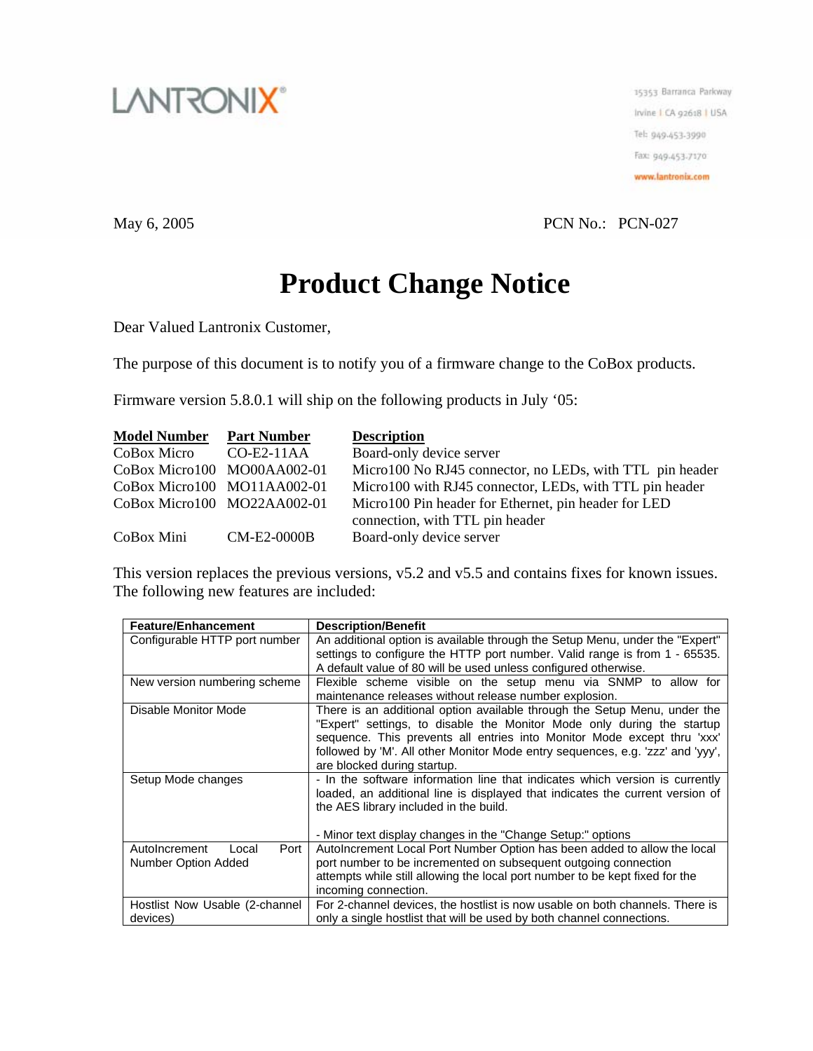LANTRONIX®

15353 Barranca Parkway
Irvine | CA 92618 | USA
Tel: 949-453-3990
Fax: 949-453-7170
www.lantronix.com

May 6, 2005 PCN No.: PCN-027

# Product Change Notice

Dear Valued Lantronix Customer,

The purpose of this document is to notify you of a firmware change to the CoBox products.

Firmware version 5.8.0.1 will ship on the following products in July '05:

| Model Number | Part Number | Description |
|---|---|---|
| CoBox Micro | CO-E2-11AA | Board-only device server |
| CoBox Micro100 | MO00AA002-01 | Micro100 No RJ45 connector, no LEDs, with TTL pin header |
| CoBox Micro100 | MO11AA002-01 | Micro100 with RJ45 connector, LEDs, with TTL pin header |
| CoBox Micro100 | MO22AA002-01 | Micro100 Pin header for Ethernet, pin header for LED connection, with TTL pin header |
| CoBox Mini | CM-E2-0000B | Board-only device server |

This version replaces the previous versions, v5.2 and v5.5 and contains fixes for known issues. The following new features are included:

| Feature/Enhancement | Description/Benefit |
|---|---|
| Configurable HTTP port number | An additional option is available through the Setup Menu, under the "Expert" settings to configure the HTTP port number. Valid range is from 1 - 65535. A default value of 80 will be used unless configured otherwise. |
| New version numbering scheme | Flexible scheme visible on the setup menu via SNMP to allow for maintenance releases without release number explosion. |
| Disable Monitor Mode | There is an additional option available through the Setup Menu, under the "Expert" settings, to disable the Monitor Mode only during the startup sequence. This prevents all entries into Monitor Mode except thru 'xxx' followed by 'M'. All other Monitor Mode entry sequences, e.g. 'zzz' and 'yyy', are blocked during startup. |
| Setup Mode changes | - In the software information line that indicates which version is currently loaded, an additional line is displayed that indicates the current version of the AES library included in the build.<br><br>- Minor text display changes in the "Change Setup:" options |
| AutoIncrement Local Port Number Option Added | AutoIncrement Local Port Number Option has been added to allow the local port number to be incremented on subsequent outgoing connection attempts while still allowing the local port number to be kept fixed for the incoming connection. |
| Hostlist Now Usable (2-channel devices) | For 2-channel devices, the hostlist is now usable on both channels. There is only a single hostlist that will be used by both channel connections. |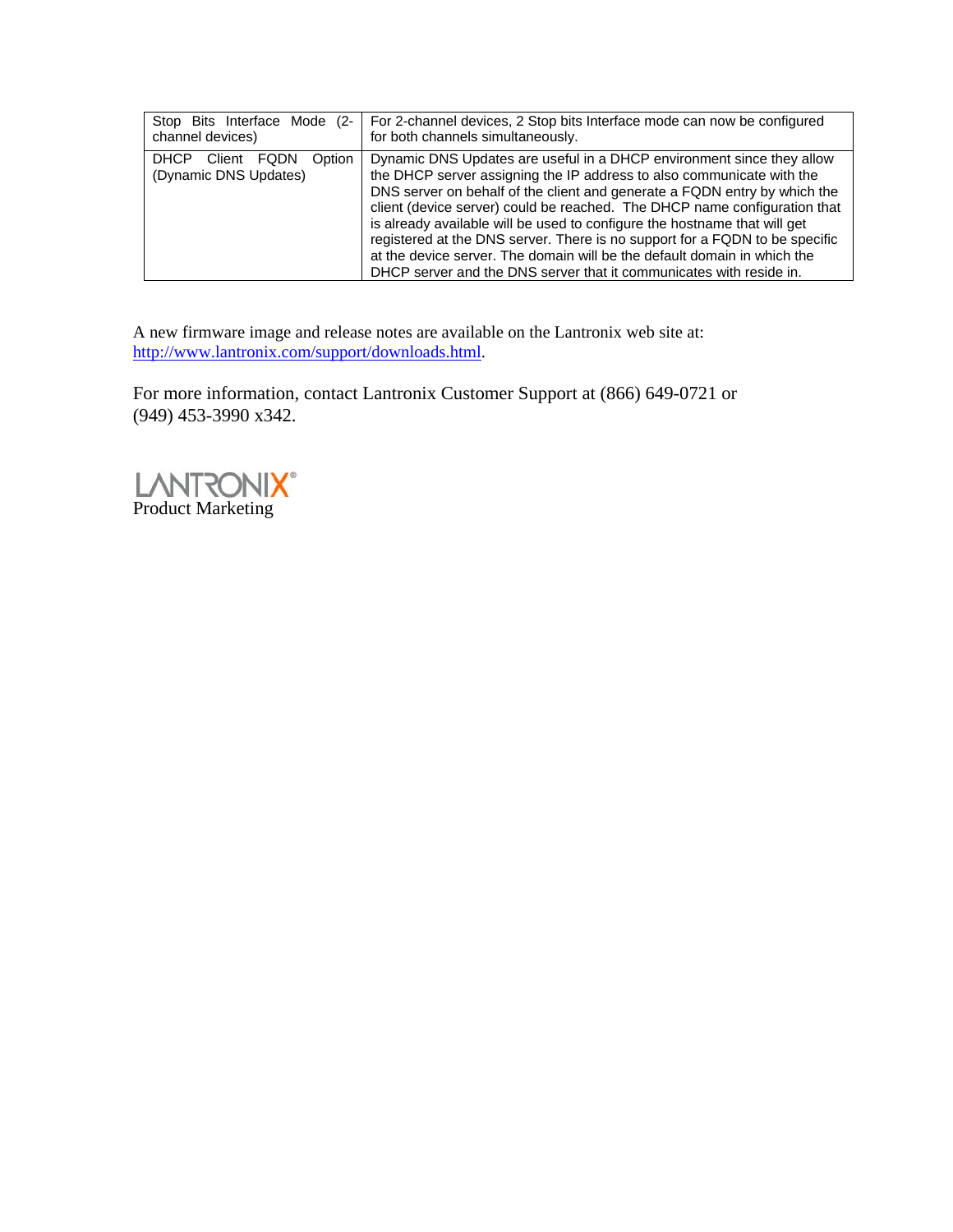| | |
|---|---|
| Stop Bits Interface Mode (2-channel devices) | For 2-channel devices, 2 Stop bits Interface mode can now be configured for both channels simultaneously. |
| DHCP Client FQDN Option (Dynamic DNS Updates) | Dynamic DNS Updates are useful in a DHCP environment since they allow the DHCP server assigning the IP address to also communicate with the DNS server on behalf of the client and generate a FQDN entry by which the client (device server) could be reached. The DHCP name configuration that is already available will be used to configure the hostname that will get registered at the DNS server. There is no support for a FQDN to be specific at the device server. The domain will be the default domain in which the DHCP server and the DNS server that it communicates with reside in. |

A new firmware image and release notes are available on the Lantronix web site at: http://www.lantronix.com/support/downloads.html.

For more information, contact Lantronix Customer Support at (866) 649-0721 or (949) 453-3990 x342.

LANTRONIX®
Product Marketing